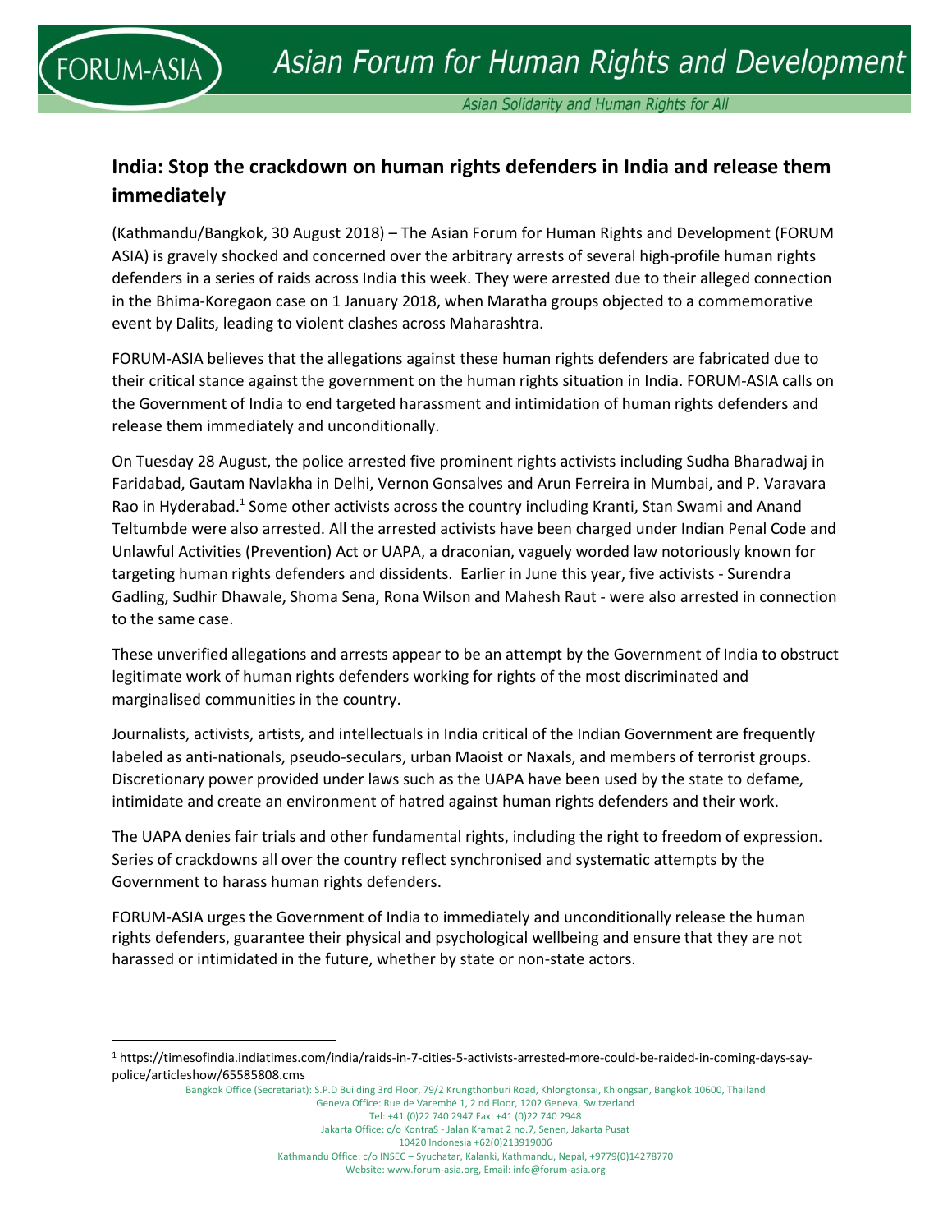# India: Stop the crackdown on human rights defenders in India and release them immediately

(Kathmandu/Bangkok, 30 August 2018) – The Asian Forum for Human Rights and Development (FORUM ASIA) is gravely shocked and concerned over the arbitrary arrests of several high-profile human rights defenders in a series of raids across India this week. They were arrested due to their alleged connection in the Bhima-Koregaon case on 1 January 2018, when Maratha groups objected to a commemorative event by Dalits, leading to violent clashes across Maharashtra.

FORUM-ASIA believes that the allegations against these human rights defenders are fabricated due to their critical stance against the government on the human rights situation in India. FORUM-ASIA calls on the Government of India to end targeted harassment and intimidation of human rights defenders and release them immediately and unconditionally.

On Tuesday 28 August, the police arrested five prominent rights activists including Sudha Bharadwaj in Faridabad, Gautam Navlakha in Delhi, Vernon Gonsalves and Arun Ferreira in Mumbai, and P. Varavara Rao in Hyderabad.[1] Some other activists across the country including Kranti, Stan Swami and Anand Teltumbde were also arrested. All the arrested activists have been charged under Indian Penal Code and Unlawful Activities (Prevention) Act or UAPA, a draconian, vaguely worded law notoriously known for targeting human rights defenders and dissidents. Earlier in June this year, five activists - Surendra Gadling, Sudhir Dhawale, Shoma Sena, Rona Wilson and Mahesh Raut - were also arrested in connection to the same case.

These unverified allegations and arrests appear to be an attempt by the Government of India to obstruct legitimate work of human rights defenders working for rights of the most discriminated and marginalised communities in the country.

Journalists, activists, artists, and intellectuals in India critical of the Indian Government are frequently labeled as anti-nationals, pseudo-seculars, urban Maoist or Naxals, and members of terrorist groups. Discretionary power provided under laws such as the UAPA have been used by the state to defame, intimidate and create an environment of hatred against human rights defenders and their work.

The UAPA denies fair trials and other fundamental rights, including the right to freedom of expression. Series of crackdowns all over the country reflect synchronised and systematic attempts by the Government to harass human rights defenders.

FORUM-ASIA urges the Government of India to immediately and unconditionally release the human rights defenders, guarantee their physical and psychological wellbeing and ensure that they are not harassed or intimidated in the future, whether by state or non-state actors.

---

[1] https://timesofindia.indiatimes.com/india/raids-in-7-cities-5-activists-arrested-more-could-be-raided-in-coming-days-say-police/articleshow/65585808.cms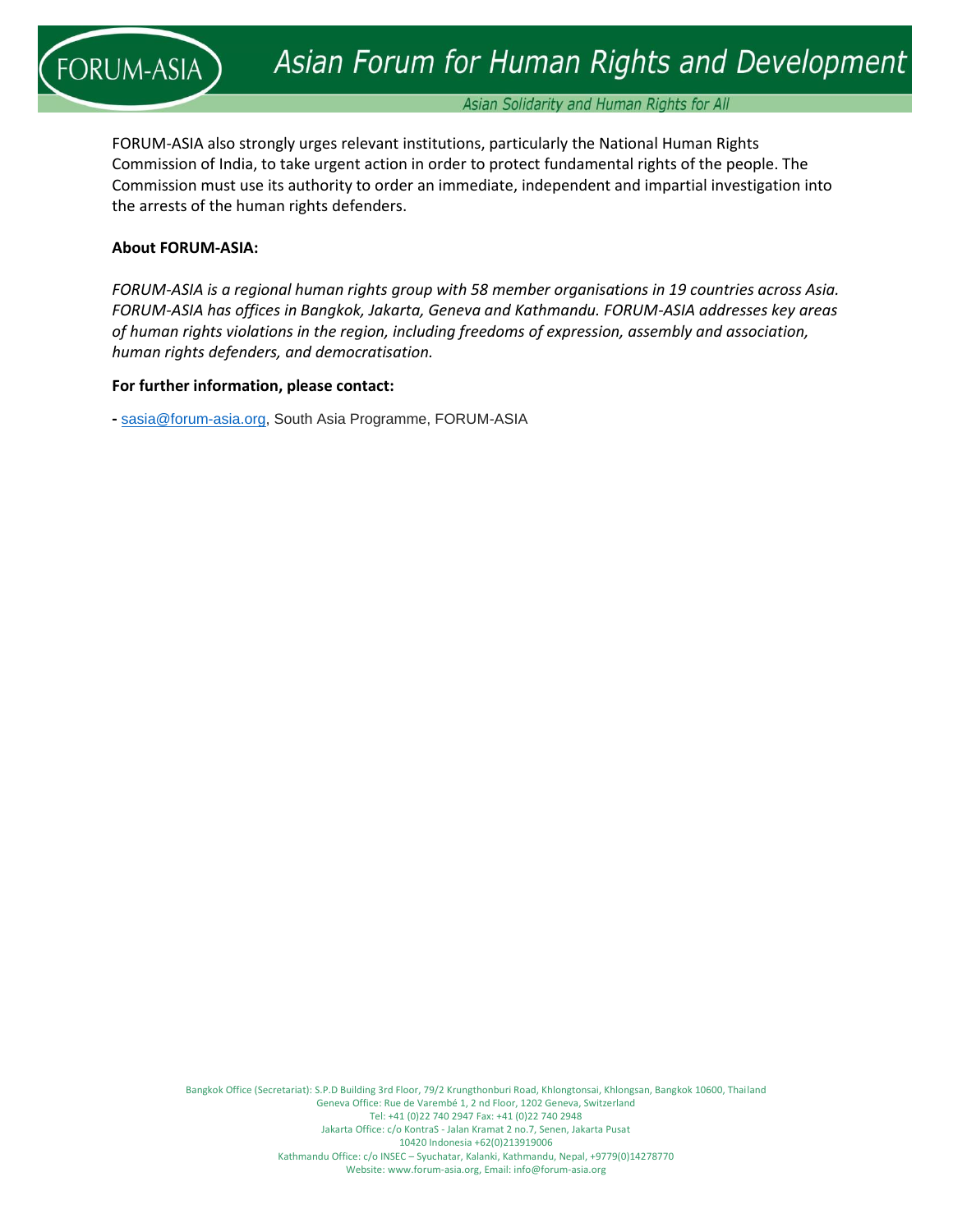FORUM-ASIA also strongly urges relevant institutions, particularly the National Human Rights Commission of India, to take urgent action in order to protect fundamental rights of the people. The Commission must use its authority to order an immediate, independent and impartial investigation into the arrests of the human rights defenders.

**About FORUM-ASIA:**

*FORUM-ASIA is a regional human rights group with 58 member organisations in 19 countries across Asia. FORUM-ASIA has offices in Bangkok, Jakarta, Geneva and Kathmandu. FORUM-ASIA addresses key areas of human rights violations in the region, including freedoms of expression, assembly and association, human rights defenders, and democratisation.*

**For further information, please contact:**

- sasia@forum-asia.org, South Asia Programme, FORUM-ASIA